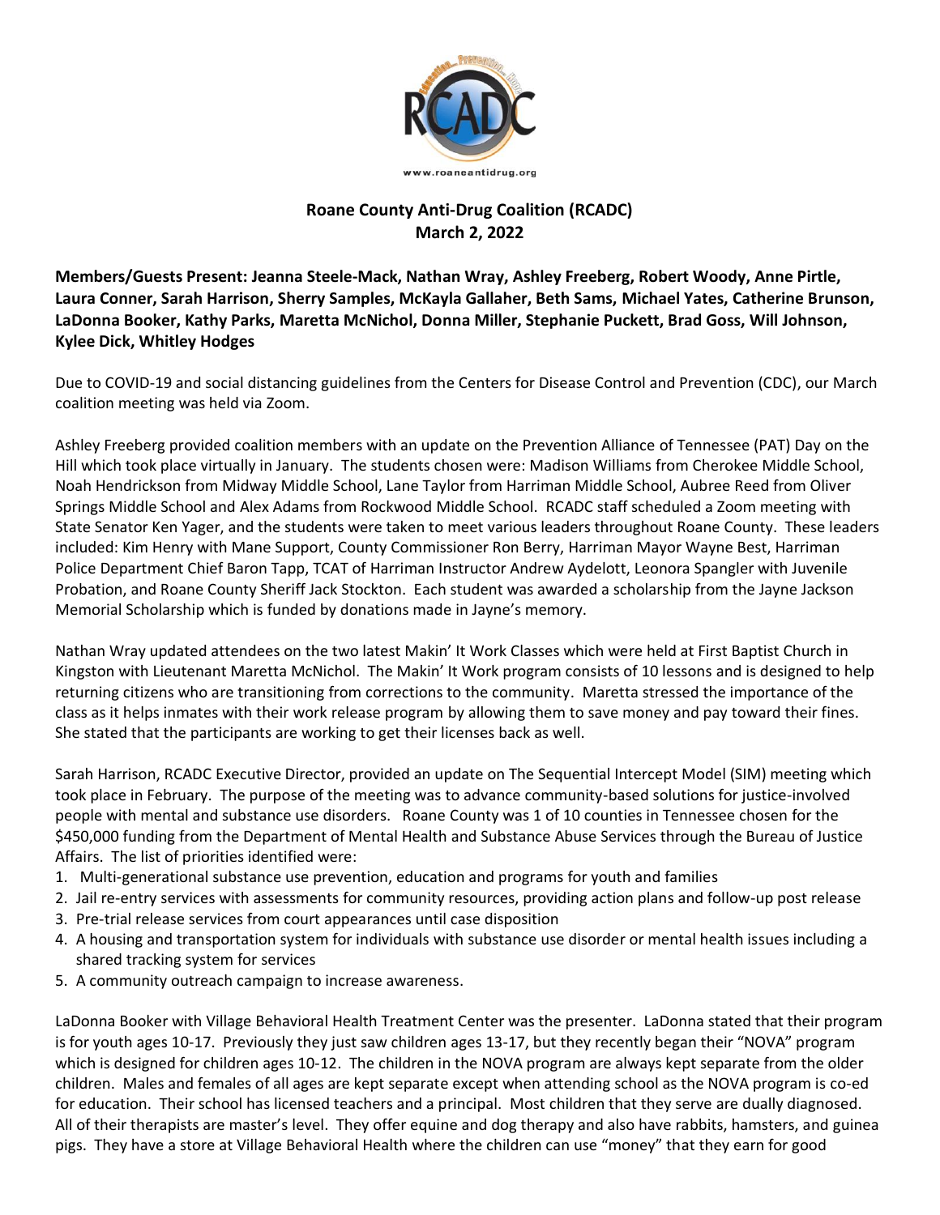**Roane County Anti-Drug Coalition (RCADC)**
**March 2, 2022**

**Members/Guests Present: Jeanna Steele-Mack, Nathan Wray, Ashley Freeberg, Robert Woody, Anne Pirtle, Laura Conner, Sarah Harrison, Sherry Samples, McKayla Gallaher, Beth Sams, Michael Yates, Catherine Brunson, LaDonna Booker, Kathy Parks, Maretta McNichol, Donna Miller, Stephanie Puckett, Brad Goss, Will Johnson, Kylee Dick, Whitley Hodges**

Due to COVID-19 and social distancing guidelines from the Centers for Disease Control and Prevention (CDC), our March coalition meeting was held via Zoom.

Ashley Freeberg provided coalition members with an update on the Prevention Alliance of Tennessee (PAT) Day on the Hill which took place virtually in January. The students chosen were: Madison Williams from Cherokee Middle School, Noah Hendrickson from Midway Middle School, Lane Taylor from Harriman Middle School, Aubree Reed from Oliver Springs Middle School and Alex Adams from Rockwood Middle School. RCADC staff scheduled a Zoom meeting with State Senator Ken Yager, and the students were taken to meet various leaders throughout Roane County. These leaders included: Kim Henry with Mane Support, County Commissioner Ron Berry, Harriman Mayor Wayne Best, Harriman Police Department Chief Baron Tapp, TCAT of Harriman Instructor Andrew Aydelott, Leonora Spangler with Juvenile Probation, and Roane County Sheriff Jack Stockton. Each student was awarded a scholarship from the Jayne Jackson Memorial Scholarship which is funded by donations made in Jayne's memory.

Nathan Wray updated attendees on the two latest Makin' It Work Classes which were held at First Baptist Church in Kingston with Lieutenant Maretta McNichol. The Makin' It Work program consists of 10 lessons and is designed to help returning citizens who are transitioning from corrections to the community. Maretta stressed the importance of the class as it helps inmates with their work release program by allowing them to save money and pay toward their fines. She stated that the participants are working to get their licenses back as well.

Sarah Harrison, RCADC Executive Director, provided an update on The Sequential Intercept Model (SIM) meeting which took place in February. The purpose of the meeting was to advance community-based solutions for justice-involved people with mental and substance use disorders. Roane County was 1 of 10 counties in Tennessee chosen for the $450,000 funding from the Department of Mental Health and Substance Abuse Services through the Bureau of Justice Affairs. The list of priorities identified were:

1. Multi-generational substance use prevention, education and programs for youth and families
2. Jail re-entry services with assessments for community resources, providing action plans and follow-up post release
3. Pre-trial release services from court appearances until case disposition
4. A housing and transportation system for individuals with substance use disorder or mental health issues including a shared tracking system for services
5. A community outreach campaign to increase awareness.

LaDonna Booker with Village Behavioral Health Treatment Center was the presenter. LaDonna stated that their program is for youth ages 10-17. Previously they just saw children ages 13-17, but they recently began their "NOVA" program which is designed for children ages 10-12. The children in the NOVA program are always kept separate from the older children. Males and females of all ages are kept separate except when attending school as the NOVA program is co-ed for education. Their school has licensed teachers and a principal. Most children that they serve are dually diagnosed. All of their therapists are master's level. They offer equine and dog therapy and also have rabbits, hamsters, and guinea pigs. They have a store at Village Behavioral Health where the children can use "money" that they earn for good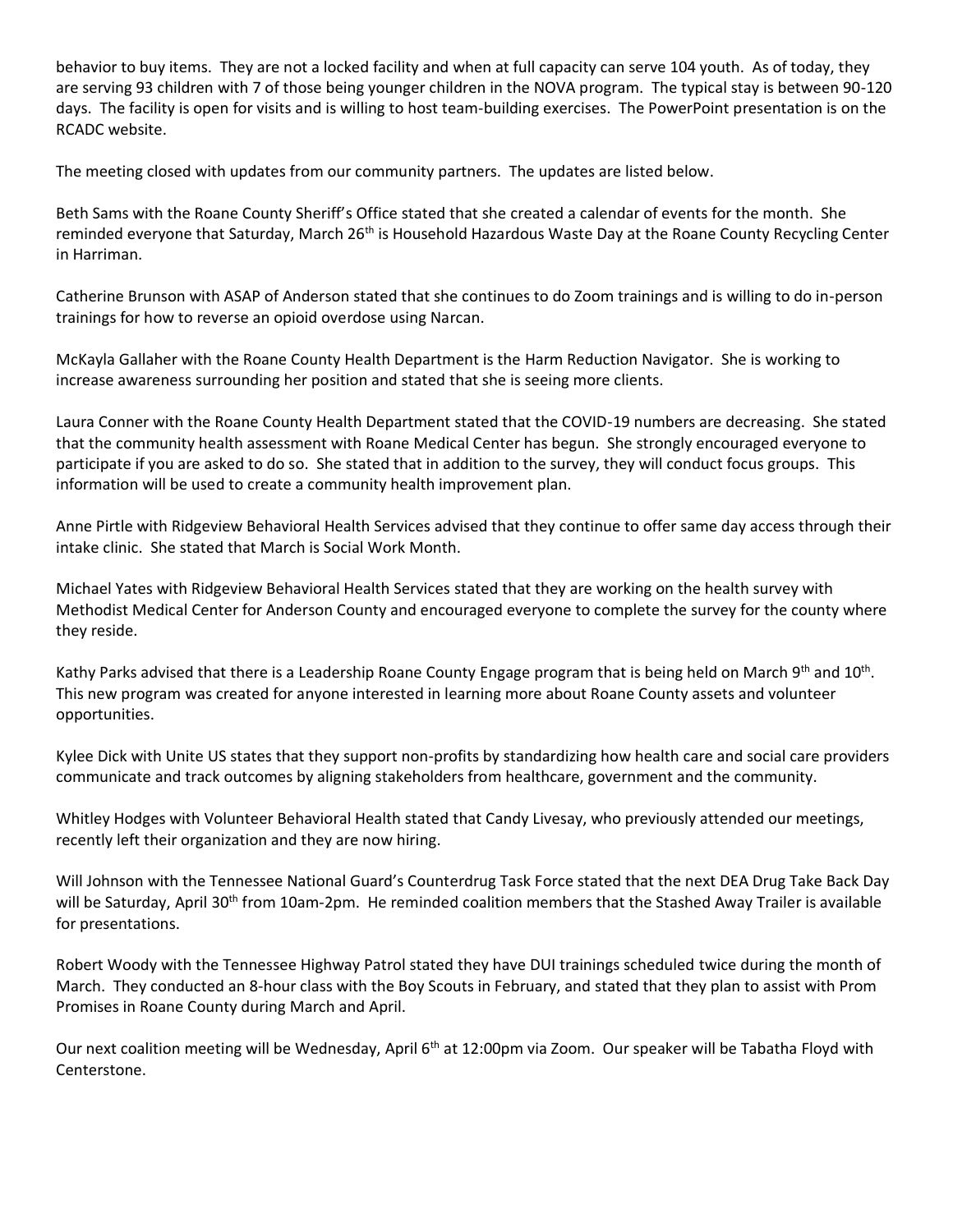behavior to buy items. They are not a locked facility and when at full capacity can serve 104 youth. As of today, they are serving 93 children with 7 of those being younger children in the NOVA program. The typical stay is between 90-120 days. The facility is open for visits and is willing to host team-building exercises. The PowerPoint presentation is on the RCADC website.

The meeting closed with updates from our community partners. The updates are listed below.

Beth Sams with the Roane County Sheriff's Office stated that she created a calendar of events for the month. She reminded everyone that Saturday, March 26th is Household Hazardous Waste Day at the Roane County Recycling Center in Harriman.

Catherine Brunson with ASAP of Anderson stated that she continues to do Zoom trainings and is willing to do in-person trainings for how to reverse an opioid overdose using Narcan.

McKayla Gallaher with the Roane County Health Department is the Harm Reduction Navigator. She is working to increase awareness surrounding her position and stated that she is seeing more clients.

Laura Conner with the Roane County Health Department stated that the COVID-19 numbers are decreasing. She stated that the community health assessment with Roane Medical Center has begun. She strongly encouraged everyone to participate if you are asked to do so. She stated that in addition to the survey, they will conduct focus groups. This information will be used to create a community health improvement plan.

Anne Pirtle with Ridgeview Behavioral Health Services advised that they continue to offer same day access through their intake clinic. She stated that March is Social Work Month.

Michael Yates with Ridgeview Behavioral Health Services stated that they are working on the health survey with Methodist Medical Center for Anderson County and encouraged everyone to complete the survey for the county where they reside.

Kathy Parks advised that there is a Leadership Roane County Engage program that is being held on March 9th and 10th. This new program was created for anyone interested in learning more about Roane County assets and volunteer opportunities.

Kylee Dick with Unite US states that they support non-profits by standardizing how health care and social care providers communicate and track outcomes by aligning stakeholders from healthcare, government and the community.

Whitley Hodges with Volunteer Behavioral Health stated that Candy Livesay, who previously attended our meetings, recently left their organization and they are now hiring.

Will Johnson with the Tennessee National Guard's Counterdrug Task Force stated that the next DEA Drug Take Back Day will be Saturday, April 30th from 10am-2pm. He reminded coalition members that the Stashed Away Trailer is available for presentations.

Robert Woody with the Tennessee Highway Patrol stated they have DUI trainings scheduled twice during the month of March. They conducted an 8-hour class with the Boy Scouts in February, and stated that they plan to assist with Prom Promises in Roane County during March and April.

Our next coalition meeting will be Wednesday, April 6th at 12:00pm via Zoom. Our speaker will be Tabatha Floyd with Centerstone.